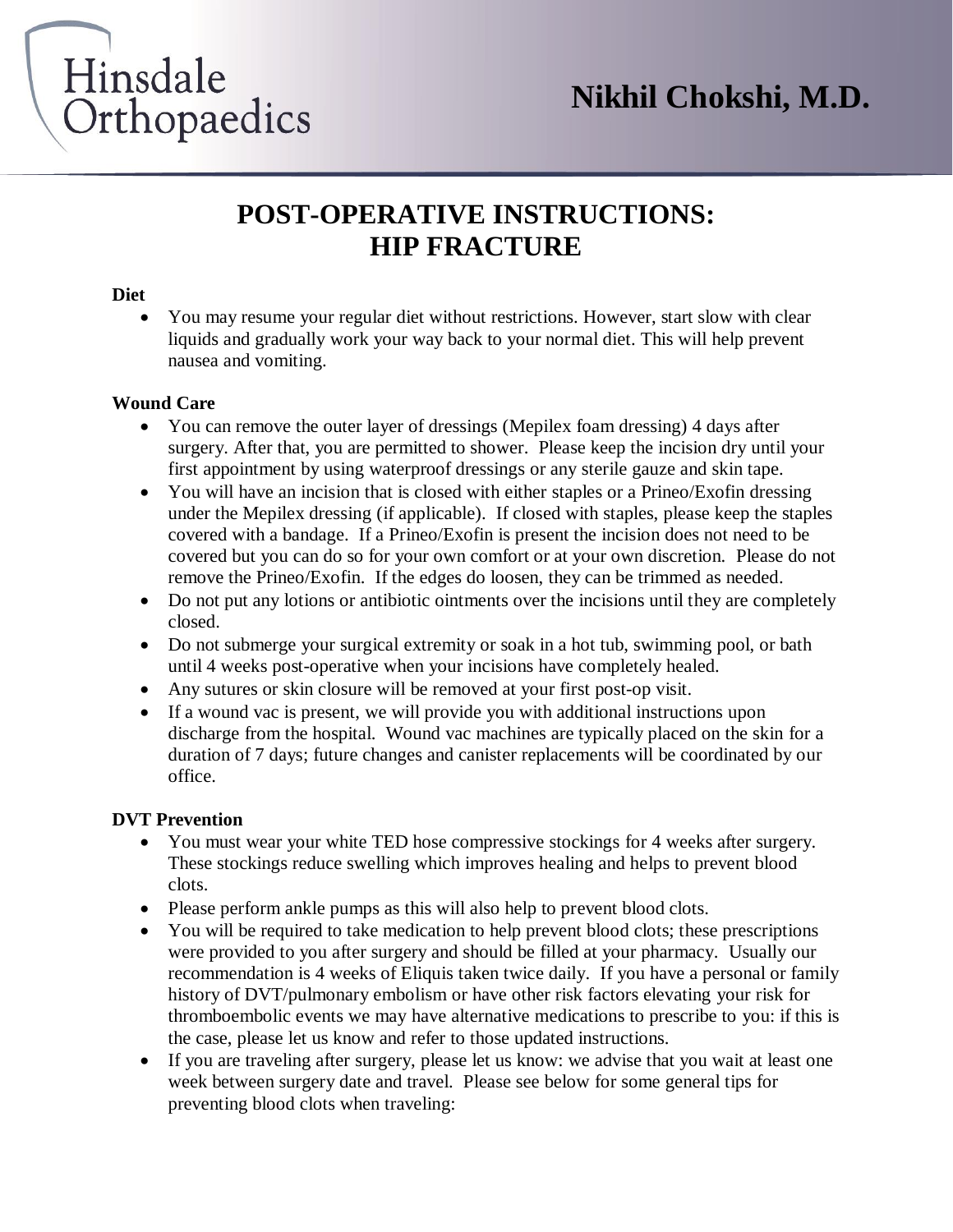Hinsdale Orthopaedics

**Nikhil Chokshi, M.D.**

# POST-OPERATIVE INSTRUCTIONS: HIP FRACTURE

**Diet**

- You may resume your regular diet without restrictions. However, start slow with clear liquids and gradually work your way back to your normal diet. This will help prevent nausea and vomiting.

**Wound Care**

- You can remove the outer layer of dressings (Mepilex foam dressing) 4 days after surgery. After that, you are permitted to shower. Please keep the incision dry until your first appointment by using waterproof dressings or any sterile gauze and skin tape.
- You will have an incision that is closed with either staples or a Prineo/Exofin dressing under the Mepilex dressing (if applicable). If closed with staples, please keep the staples covered with a bandage. If a Prineo/Exofin is present the incision does not need to be covered but you can do so for your own comfort or at your own discretion. Please do not remove the Prineo/Exofin. If the edges do loosen, they can be trimmed as needed.
- Do not put any lotions or antibiotic ointments over the incisions until they are completely closed.
- Do not submerge your surgical extremity or soak in a hot tub, swimming pool, or bath until 4 weeks post-operative when your incisions have completely healed.
- Any sutures or skin closure will be removed at your first post-op visit.
- If a wound vac is present, we will provide you with additional instructions upon discharge from the hospital. Wound vac machines are typically placed on the skin for a duration of 7 days; future changes and canister replacements will be coordinated by our office.

**DVT Prevention**

- You must wear your white TED hose compressive stockings for 4 weeks after surgery. These stockings reduce swelling which improves healing and helps to prevent blood clots.
- Please perform ankle pumps as this will also help to prevent blood clots.
- You will be required to take medication to help prevent blood clots; these prescriptions were provided to you after surgery and should be filled at your pharmacy. Usually our recommendation is 4 weeks of Eliquis taken twice daily. If you have a personal or family history of DVT/pulmonary embolism or have other risk factors elevating your risk for thromboembolic events we may have alternative medications to prescribe to you: if this is the case, please let us know and refer to those updated instructions.
- If you are traveling after surgery, please let us know: we advise that you wait at least one week between surgery date and travel. Please see below for some general tips for preventing blood clots when traveling: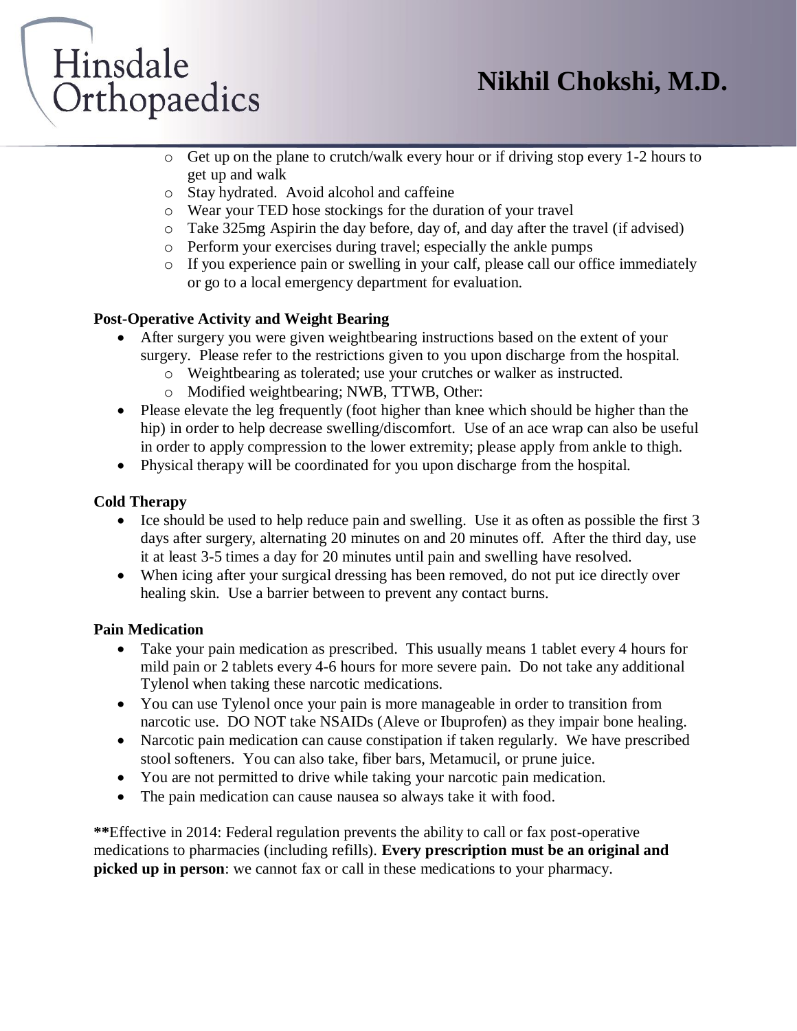- Get up on the plane to crutch/walk every hour or if driving stop every 1-2 hours to get up and walk
- Stay hydrated. Avoid alcohol and caffeine
- Wear your TED hose stockings for the duration of your travel
- Take 325mg Aspirin the day before, day of, and day after the travel (if advised)
- Perform your exercises during travel; especially the ankle pumps
- If you experience pain or swelling in your calf, please call our office immediately or go to a local emergency department for evaluation.

**Post-Operative Activity and Weight Bearing**

- After surgery you were given weightbearing instructions based on the extent of your surgery. Please refer to the restrictions given to you upon discharge from the hospital.
  - Weightbearing as tolerated; use your crutches or walker as instructed.
  - Modified weightbearing; NWB, TTWB, Other:
- Please elevate the leg frequently (foot higher than knee which should be higher than the hip) in order to help decrease swelling/discomfort. Use of an ace wrap can also be useful in order to apply compression to the lower extremity; please apply from ankle to thigh.
- Physical therapy will be coordinated for you upon discharge from the hospital.

**Cold Therapy**

- Ice should be used to help reduce pain and swelling. Use it as often as possible the first 3 days after surgery, alternating 20 minutes on and 20 minutes off. After the third day, use it at least 3-5 times a day for 20 minutes until pain and swelling have resolved.
- When icing after your surgical dressing has been removed, do not put ice directly over healing skin. Use a barrier between to prevent any contact burns.

**Pain Medication**

- Take your pain medication as prescribed. This usually means 1 tablet every 4 hours for mild pain or 2 tablets every 4-6 hours for more severe pain. Do not take any additional Tylenol when taking these narcotic medications.
- You can use Tylenol once your pain is more manageable in order to transition from narcotic use. DO NOT take NSAIDs (Aleve or Ibuprofen) as they impair bone healing.
- Narcotic pain medication can cause constipation if taken regularly. We have prescribed stool softeners. You can also take, fiber bars, Metamucil, or prune juice.
- You are not permitted to drive while taking your narcotic pain medication.
- The pain medication can cause nausea so always take it with food.

**\*\***Effective in 2014: Federal regulation prevents the ability to call or fax post-operative medications to pharmacies (including refills). **Every prescription must be an original and picked up in person**: we cannot fax or call in these medications to your pharmacy.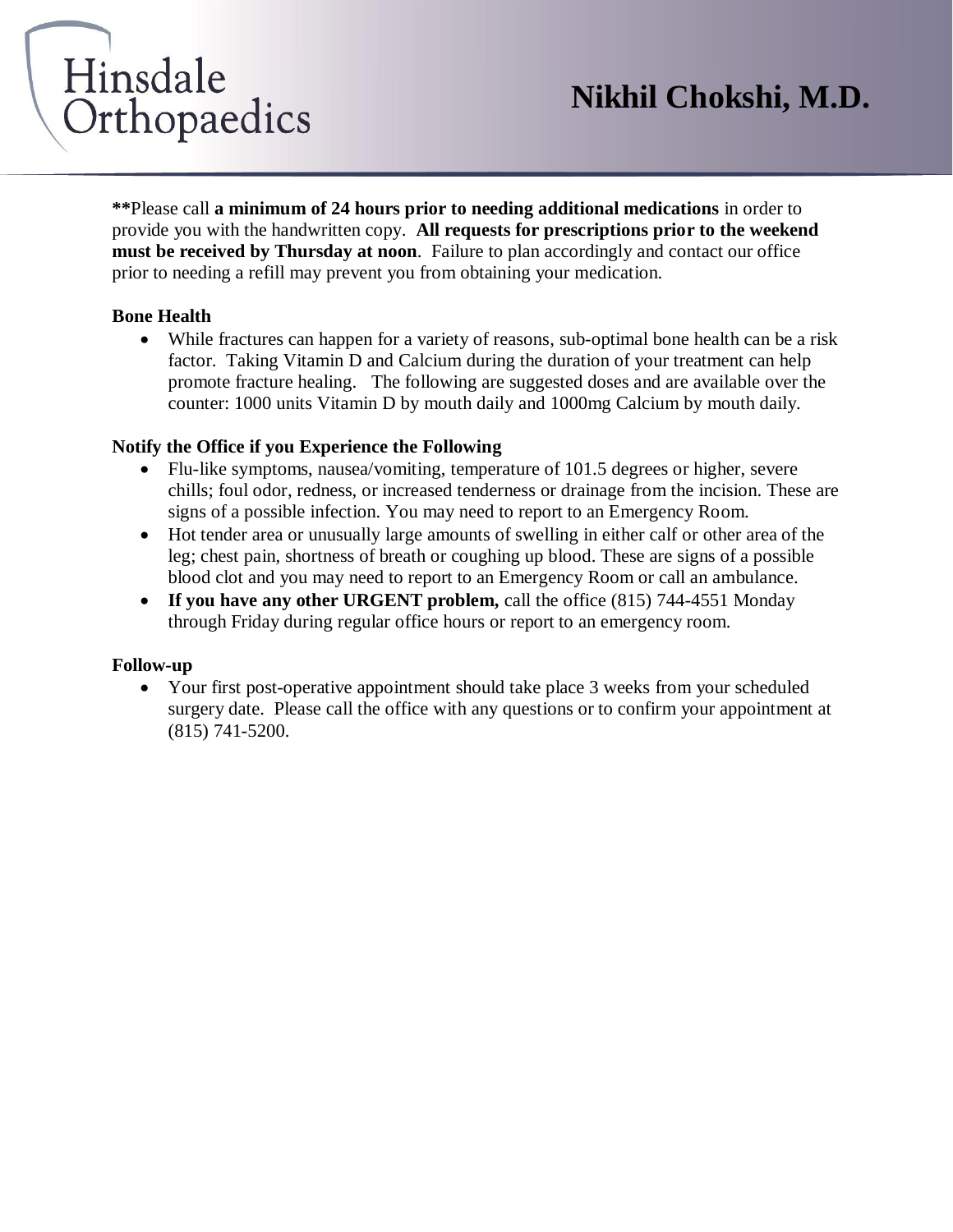**Please call **a minimum of 24 hours prior to needing additional medications** in order to provide you with the handwritten copy. **All requests for prescriptions prior to the weekend must be received by Thursday at noon**. Failure to plan accordingly and contact our office prior to needing a refill may prevent you from obtaining your medication.

**Bone Health**

- While fractures can happen for a variety of reasons, sub-optimal bone health can be a risk factor. Taking Vitamin D and Calcium during the duration of your treatment can help promote fracture healing. The following are suggested doses and are available over the counter: 1000 units Vitamin D by mouth daily and 1000mg Calcium by mouth daily.

**Notify the Office if you Experience the Following**

- Flu-like symptoms, nausea/vomiting, temperature of 101.5 degrees or higher, severe chills; foul odor, redness, or increased tenderness or drainage from the incision. These are signs of a possible infection. You may need to report to an Emergency Room.
- Hot tender area or unusually large amounts of swelling in either calf or other area of the leg; chest pain, shortness of breath or coughing up blood. These are signs of a possible blood clot and you may need to report to an Emergency Room or call an ambulance.
- **If you have any other URGENT problem,** call the office (815) 744-4551 Monday through Friday during regular office hours or report to an emergency room.

**Follow-up**

- Your first post-operative appointment should take place 3 weeks from your scheduled surgery date. Please call the office with any questions or to confirm your appointment at (815) 741-5200.